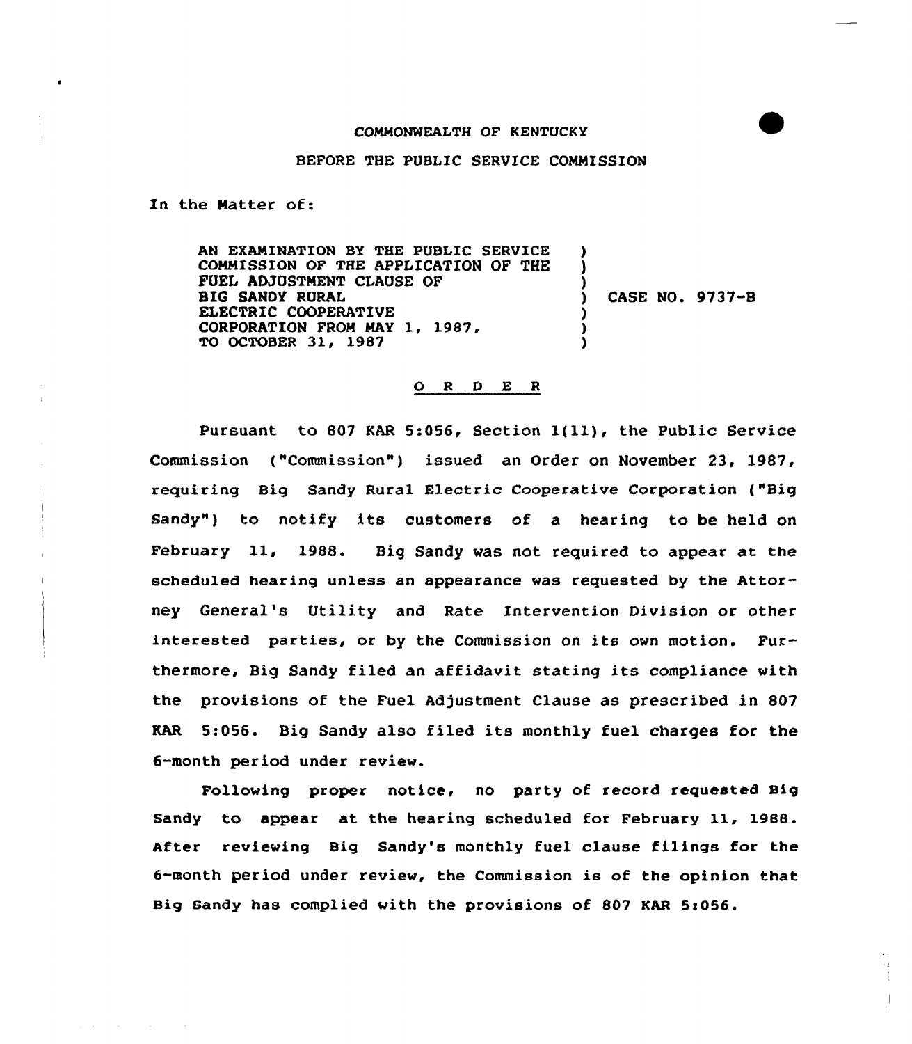COMMONWEALTH OF KENTUCKY

BEFORE THE PUBLIC SERVICE COMMISSION

In the Matter of:

| | |
|---|---|
| AN EXAMINATION BY THE PUBLIC SERVICE COMMISSION OF THE APPLICATION OF THE FUEL ADJUSTMENT CLAUSE OF BIG SANDY RURAL ELECTRIC COOPERATIVE CORPORATION FROM MAY 1, 1987, TO OCTOBER 31, 1987 | CASE NO. 9737-B |

## O R D E R

Pursuant to 807 KAR 5:056, Section 1(11), the Public Service Commission ("Commission") issued an Order on November 23, 1987, requiring Big Sandy Rural Electric Cooperative Corporation ("Big Sandy") to notify its customers of a hearing to be held on February 11, 1988. Big Sandy was not required to appear at the scheduled hearing unless an appearance was requested by the Attorney General's Utility and Rate Intervention Division or other interested parties, or by the Commission on its own motion. Furthermore, Big Sandy filed an affidavit stating its compliance with the provisions of the Fuel Adjustment Clause as prescribed in 807 KAR 5:056. Big Sandy also filed its monthly fuel charges for the 6-month period under review.

Following proper notice, no party of record requested Big Sandy to appear at the hearing scheduled for February 11, 1988. After reviewing Big Sandy's monthly fuel clause filings for the 6-month period under review, the Commission is of the opinion that Big Sandy has complied with the provisions of 807 KAR 5:056.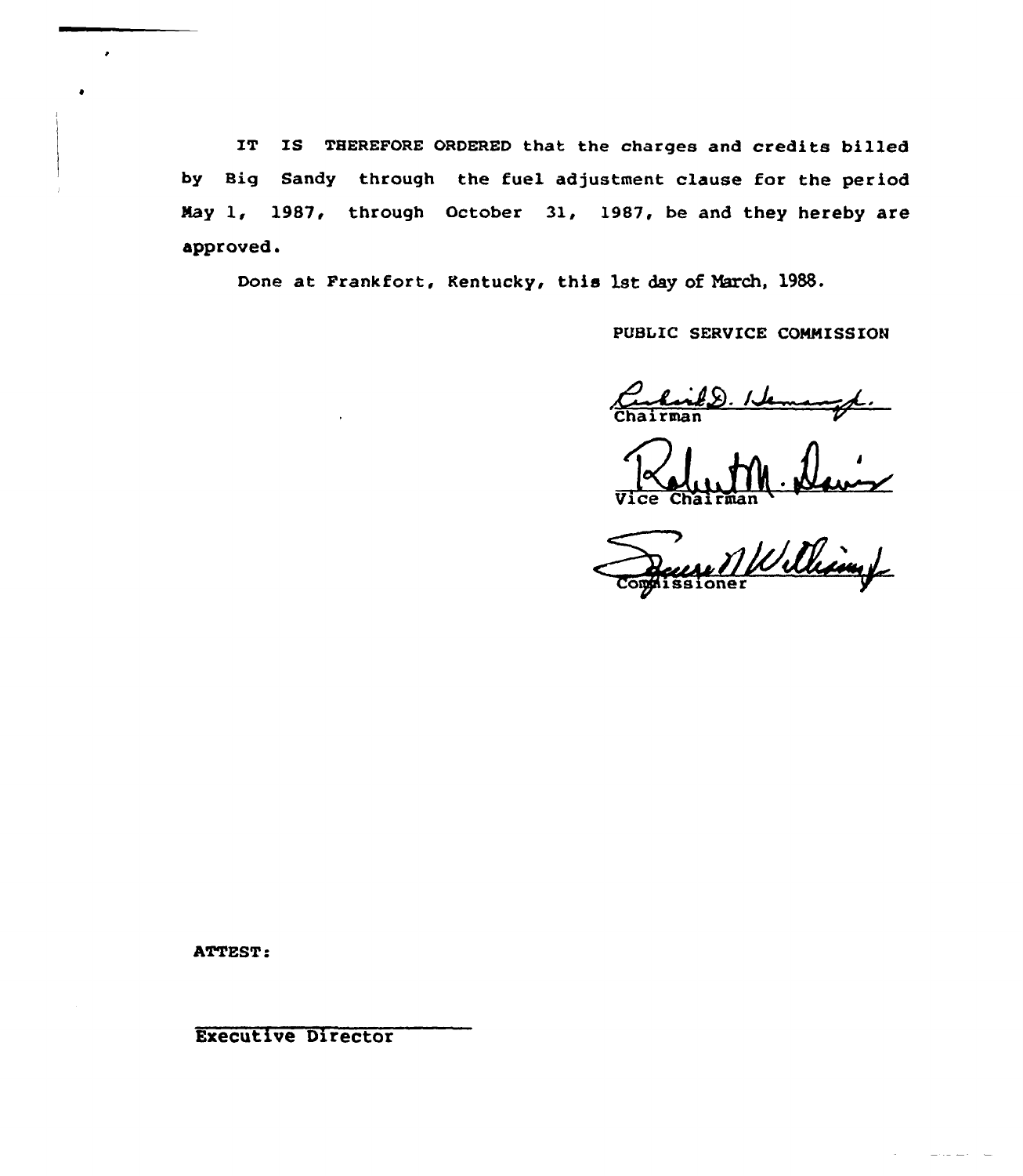IT IS THEREFORE ORDERED that the charges and credits billed by Big Sandy through the fuel adjustment clause for the period May 1, 1987, through October 31, 1987, be and they hereby are approved.

Done at Frankfort, Kentucky, this 1st day of March, 1988.

PUBLIC SERVICE COMMISSION

Chairman

Vice Chairman

Commissioner

ATTEST:

Executive Director